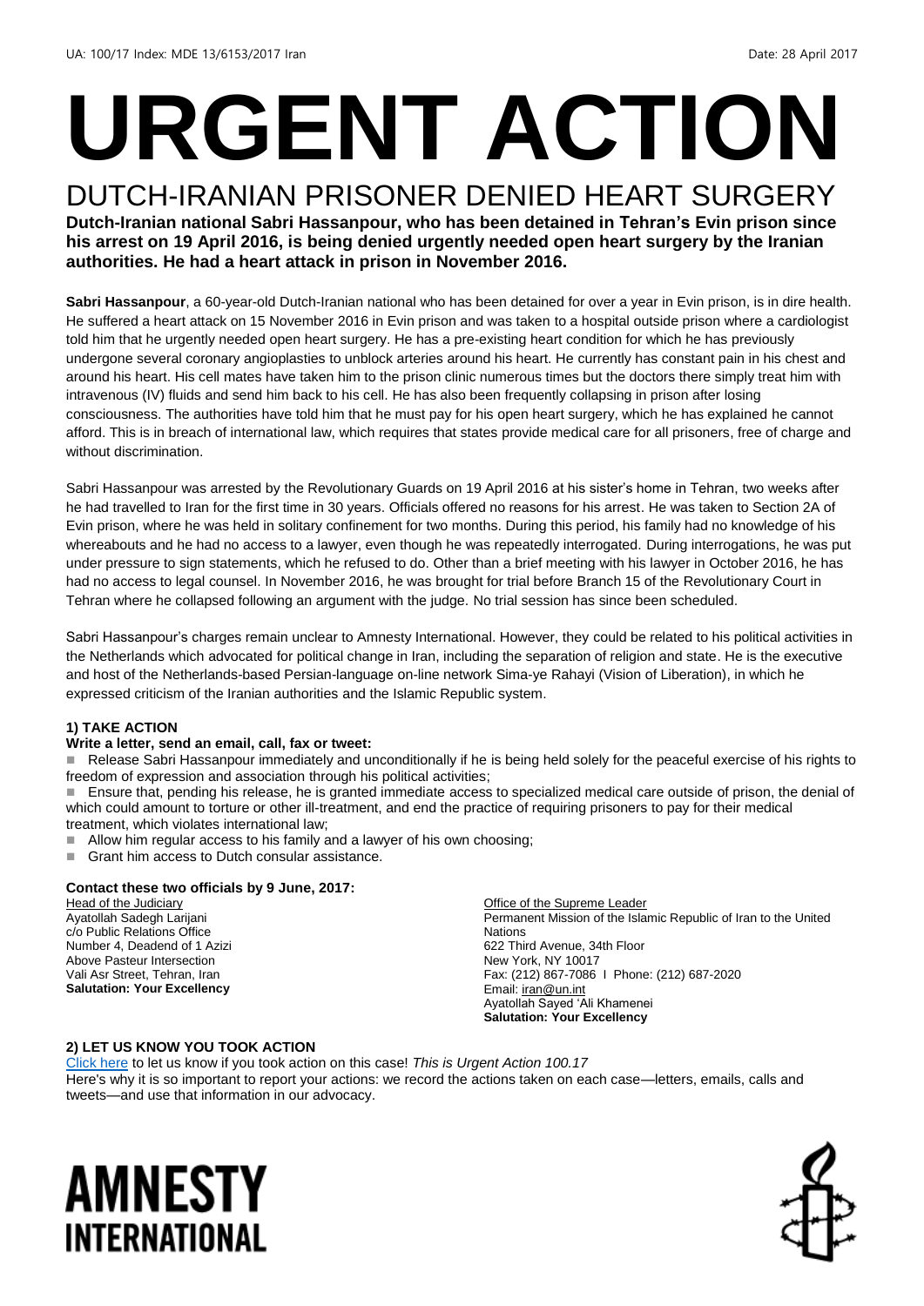UA: 100/17 Index: MDE 13/6153/2017 Iran Date: 28 April 2017

# URGENT ACTION

## DUTCH-IRANIAN PRISONER DENIED HEART SURGERY

**Dutch-Iranian national Sabri Hassanpour, who has been detained in Tehran's Evin prison since his arrest on 19 April 2016, is being denied urgently needed open heart surgery by the Iranian authorities. He had a heart attack in prison in November 2016.**

**Sabri Hassanpour**, a 60-year-old Dutch-Iranian national who has been detained for over a year in Evin prison, is in dire health. He suffered a heart attack on 15 November 2016 in Evin prison and was taken to a hospital outside prison where a cardiologist told him that he urgently needed open heart surgery. He has a pre-existing heart condition for which he has previously undergone several coronary angioplasties to unblock arteries around his heart. He currently has constant pain in his chest and around his heart. His cell mates have taken him to the prison clinic numerous times but the doctors there simply treat him with intravenous (IV) fluids and send him back to his cell. He has also been frequently collapsing in prison after losing consciousness. The authorities have told him that he must pay for his open heart surgery, which he has explained he cannot afford. This is in breach of international law, which requires that states provide medical care for all prisoners, free of charge and without discrimination.

Sabri Hassanpour was arrested by the Revolutionary Guards on 19 April 2016 at his sister's home in Tehran, two weeks after he had travelled to Iran for the first time in 30 years. Officials offered no reasons for his arrest. He was taken to Section 2A of Evin prison, where he was held in solitary confinement for two months. During this period, his family had no knowledge of his whereabouts and he had no access to a lawyer, even though he was repeatedly interrogated. During interrogations, he was put under pressure to sign statements, which he refused to do. Other than a brief meeting with his lawyer in October 2016, he has had no access to legal counsel. In November 2016, he was brought for trial before Branch 15 of the Revolutionary Court in Tehran where he collapsed following an argument with the judge. No trial session has since been scheduled.

Sabri Hassanpour's charges remain unclear to Amnesty International. However, they could be related to his political activities in the Netherlands which advocated for political change in Iran, including the separation of religion and state. He is the executive and host of the Netherlands-based Persian-language on-line network Sima-ye Rahayi (Vision of Liberation), in which he expressed criticism of the Iranian authorities and the Islamic Republic system.

### 1) TAKE ACTION

**Write a letter, send an email, call, fax or tweet:**

- Release Sabri Hassanpour immediately and unconditionally if he is being held solely for the peaceful exercise of his rights to freedom of expression and association through his political activities;
- Ensure that, pending his release, he is granted immediate access to specialized medical care outside of prison, the denial of which could amount to torture or other ill-treatment, and end the practice of requiring prisoners to pay for their medical treatment, which violates international law;
- Allow him regular access to his family and a lawyer of his own choosing;
- Grant him access to Dutch consular assistance.

**Contact these two officials by 9 June, 2017:**

Head of the Judiciary
Ayatollah Sadegh Larijani
c/o Public Relations Office
Number 4, Deadend of 1 Azizi
Above Pasteur Intersection
Vali Asr Street, Tehran, Iran
**Salutation: Your Excellency**

Office of the Supreme Leader
Permanent Mission of the Islamic Republic of Iran to the United Nations
622 Third Avenue, 34th Floor
New York, NY 10017
Fax: (212) 867-7086 I Phone: (212) 687-2020
Email: iran@un.int
Ayatollah Sayed 'Ali Khamenei
**Salutation: Your Excellency**

### 2) LET US KNOW YOU TOOK ACTION

Click here to let us know if you took action on this case! *This is Urgent Action 100.17*
Here's why it is so important to report your actions: we record the actions taken on each case—letters, emails, calls and tweets—and use that information in our advocacy.

AMNESTY INTERNATIONAL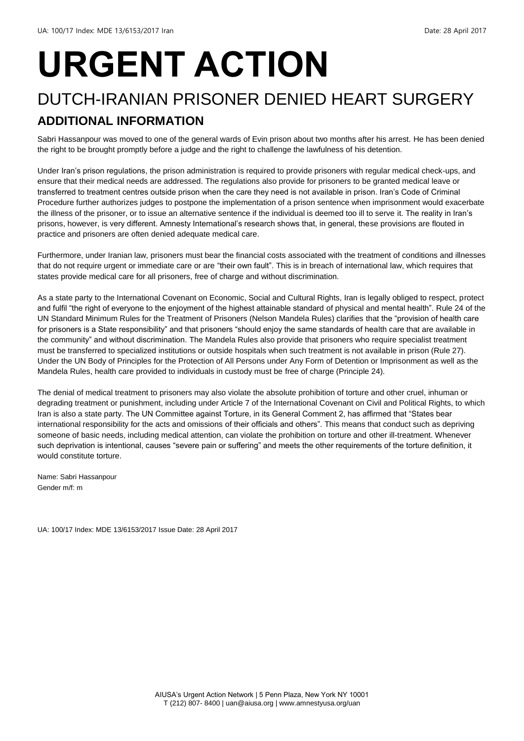# URGENT ACTION

## DUTCH-IRANIAN PRISONER DENIED HEART SURGERY

### ADDITIONAL INFORMATION

Sabri Hassanpour was moved to one of the general wards of Evin prison about two months after his arrest. He has been denied the right to be brought promptly before a judge and the right to challenge the lawfulness of his detention.

Under Iran's prison regulations, the prison administration is required to provide prisoners with regular medical check-ups, and ensure that their medical needs are addressed. The regulations also provide for prisoners to be granted medical leave or transferred to treatment centres outside prison when the care they need is not available in prison. Iran's Code of Criminal Procedure further authorizes judges to postpone the implementation of a prison sentence when imprisonment would exacerbate the illness of the prisoner, or to issue an alternative sentence if the individual is deemed too ill to serve it. The reality in Iran's prisons, however, is very different. Amnesty International's research shows that, in general, these provisions are flouted in practice and prisoners are often denied adequate medical care.

Furthermore, under Iranian law, prisoners must bear the financial costs associated with the treatment of conditions and illnesses that do not require urgent or immediate care or are "their own fault". This is in breach of international law, which requires that states provide medical care for all prisoners, free of charge and without discrimination.

As a state party to the International Covenant on Economic, Social and Cultural Rights, Iran is legally obliged to respect, protect and fulfil "the right of everyone to the enjoyment of the highest attainable standard of physical and mental health". Rule 24 of the UN Standard Minimum Rules for the Treatment of Prisoners (Nelson Mandela Rules) clarifies that the "provision of health care for prisoners is a State responsibility" and that prisoners "should enjoy the same standards of health care that are available in the community" and without discrimination. The Mandela Rules also provide that prisoners who require specialist treatment must be transferred to specialized institutions or outside hospitals when such treatment is not available in prison (Rule 27). Under the UN Body of Principles for the Protection of All Persons under Any Form of Detention or Imprisonment as well as the Mandela Rules, health care provided to individuals in custody must be free of charge (Principle 24).

The denial of medical treatment to prisoners may also violate the absolute prohibition of torture and other cruel, inhuman or degrading treatment or punishment, including under Article 7 of the International Covenant on Civil and Political Rights, to which Iran is also a state party. The UN Committee against Torture, in its General Comment 2, has affirmed that "States bear international responsibility for the acts and omissions of their officials and others". This means that conduct such as depriving someone of basic needs, including medical attention, can violate the prohibition on torture and other ill-treatment. Whenever such deprivation is intentional, causes "severe pain or suffering" and meets the other requirements of the torture definition, it would constitute torture.

Name: Sabri Hassanpour
Gender m/f: m

UA: 100/17 Index: MDE 13/6153/2017 Issue Date: 28 April 2017